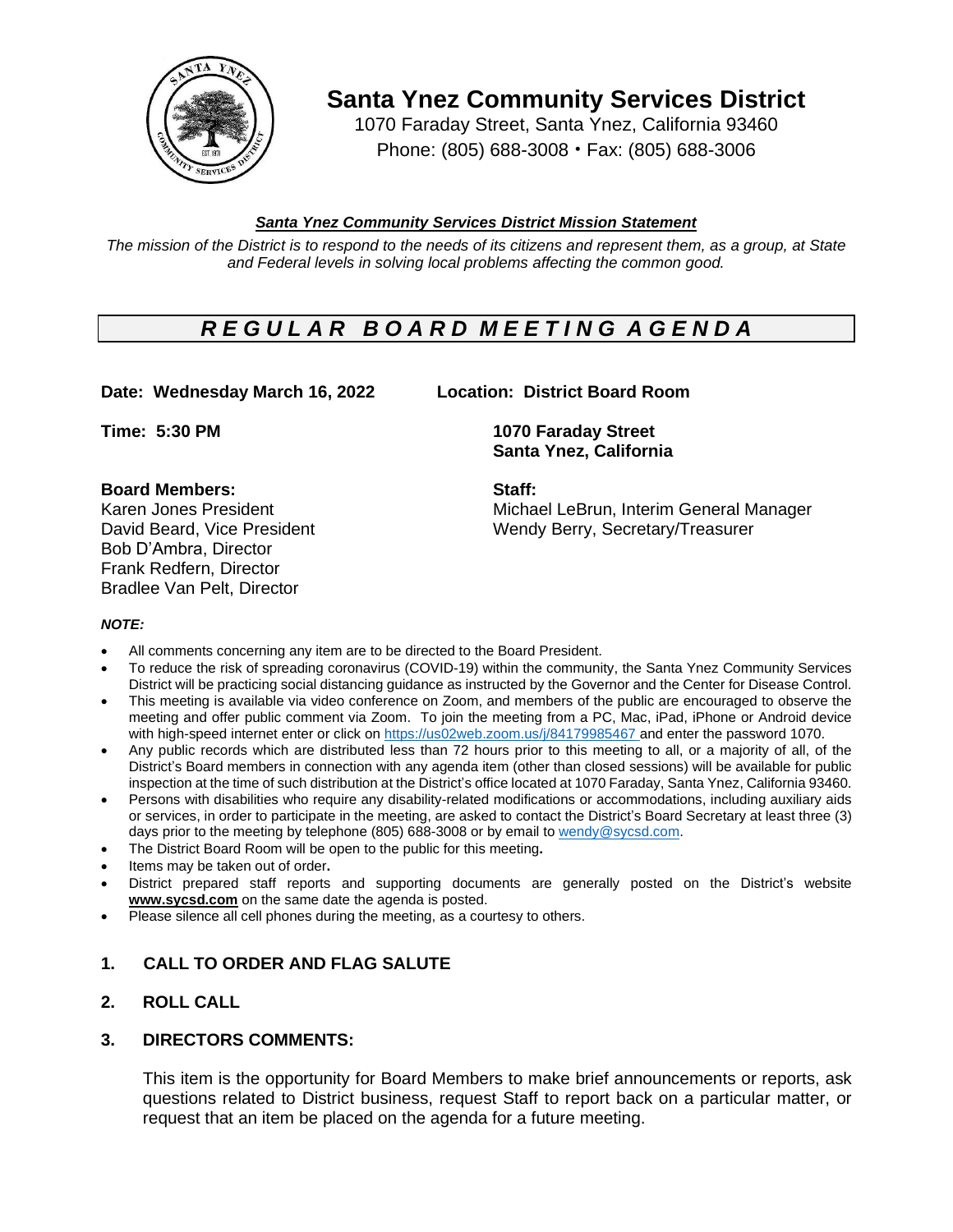# Santa Ynez Community Services District

1070 Faraday Street, Santa Ynez, California 93460
Phone: (805) 688-3008 • Fax: (805) 688-3006

***Santa Ynez Community Services District Mission Statement***

*The mission of the District is to respond to the needs of its citizens and represent them, as a group, at State and Federal levels in solving local problems affecting the common good.*

## *R E G U L A R   B O A R D   M E E T I N G   A G E N D A*

**Date: Wednesday March 16, 2022**

**Time: 5:30 PM**

**Location: District Board Room**
**1070 Faraday Street**
**Santa Ynez, California**

**Board Members:**
Karen Jones President
David Beard, Vice President
Bob D'Ambra, Director
Frank Redfern, Director
Bradlee Van Pelt, Director

**Staff:**
Michael LeBrun, Interim General Manager
Wendy Berry, Secretary/Treasurer

***NOTE:***

- All comments concerning any item are to be directed to the Board President.
- To reduce the risk of spreading coronavirus (COVID-19) within the community, the Santa Ynez Community Services District will be practicing social distancing guidance as instructed by the Governor and the Center for Disease Control.
- This meeting is available via video conference on Zoom, and members of the public are encouraged to observe the meeting and offer public comment via Zoom. To join the meeting from a PC, Mac, iPad, iPhone or Android device with high-speed internet enter or click on https://us02web.zoom.us/j/84179985467 and enter the password 1070.
- Any public records which are distributed less than 72 hours prior to this meeting to all, or a majority of all, of the District's Board members in connection with any agenda item (other than closed sessions) will be available for public inspection at the time of such distribution at the District's office located at 1070 Faraday, Santa Ynez, California 93460.
- Persons with disabilities who require any disability-related modifications or accommodations, including auxiliary aids or services, in order to participate in the meeting, are asked to contact the District's Board Secretary at least three (3) days prior to the meeting by telephone (805) 688-3008 or by email to wendy@sycsd.com.
- The District Board Room will be open to the public for this meeting**.**
- Items may be taken out of order**.**
- District prepared staff reports and supporting documents are generally posted on the District's website **www.sycsd.com** on the same date the agenda is posted.
- Please silence all cell phones during the meeting, as a courtesy to others.

### 1. CALL TO ORDER AND FLAG SALUTE

### 2. ROLL CALL

### 3. DIRECTORS COMMENTS:

This item is the opportunity for Board Members to make brief announcements or reports, ask questions related to District business, request Staff to report back on a particular matter, or request that an item be placed on the agenda for a future meeting.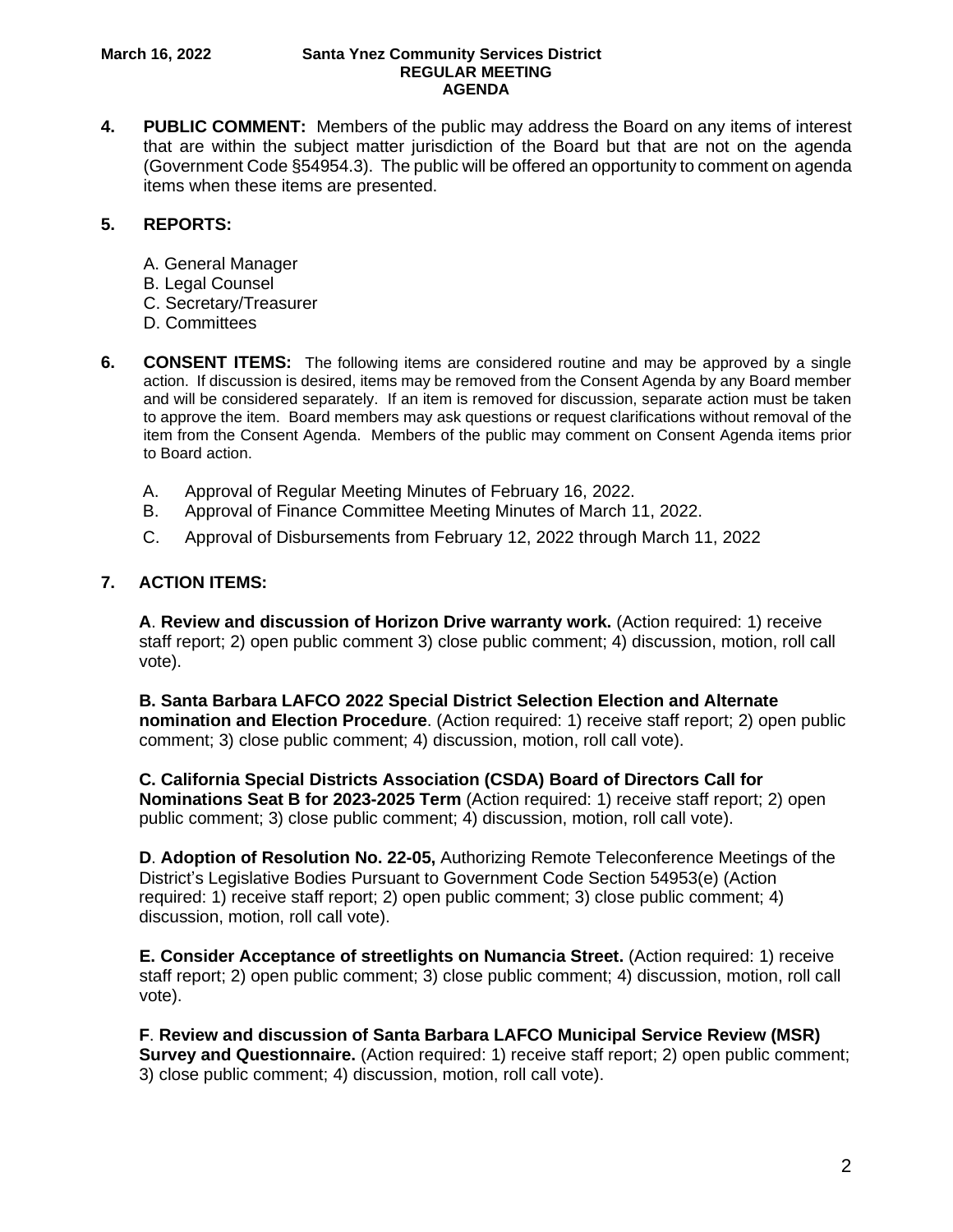**4. PUBLIC COMMENT:** Members of the public may address the Board on any items of interest that are within the subject matter jurisdiction of the Board but that are not on the agenda (Government Code §54954.3). The public will be offered an opportunity to comment on agenda items when these items are presented.

**5. REPORTS:**

A. General Manager
B. Legal Counsel
C. Secretary/Treasurer
D. Committees

**6. CONSENT ITEMS:** The following items are considered routine and may be approved by a single action. If discussion is desired, items may be removed from the Consent Agenda by any Board member and will be considered separately. If an item is removed for discussion, separate action must be taken to approve the item. Board members may ask questions or request clarifications without removal of the item from the Consent Agenda. Members of the public may comment on Consent Agenda items prior to Board action.

A. Approval of Regular Meeting Minutes of February 16, 2022.
B. Approval of Finance Committee Meeting Minutes of March 11, 2022.
C. Approval of Disbursements from February 12, 2022 through March 11, 2022

**7. ACTION ITEMS:**

**A**. **Review and discussion of Horizon Drive warranty work.** (Action required: 1) receive staff report; 2) open public comment 3) close public comment; 4) discussion, motion, roll call vote).

**B. Santa Barbara LAFCO 2022 Special District Selection Election and Alternate nomination and Election Procedure**. (Action required: 1) receive staff report; 2) open public comment; 3) close public comment; 4) discussion, motion, roll call vote).

**C. California Special Districts Association (CSDA) Board of Directors Call for Nominations Seat B for 2023-2025 Term** (Action required: 1) receive staff report; 2) open public comment; 3) close public comment; 4) discussion, motion, roll call vote).

**D**. **Adoption of Resolution No. 22-05,** Authorizing Remote Teleconference Meetings of the District's Legislative Bodies Pursuant to Government Code Section 54953(e) (Action required: 1) receive staff report; 2) open public comment; 3) close public comment; 4) discussion, motion, roll call vote).

**E. Consider Acceptance of streetlights on Numancia Street.** (Action required: 1) receive staff report; 2) open public comment; 3) close public comment; 4) discussion, motion, roll call vote).

**F**. **Review and discussion of Santa Barbara LAFCO Municipal Service Review (MSR) Survey and Questionnaire.** (Action required: 1) receive staff report; 2) open public comment; 3) close public comment; 4) discussion, motion, roll call vote).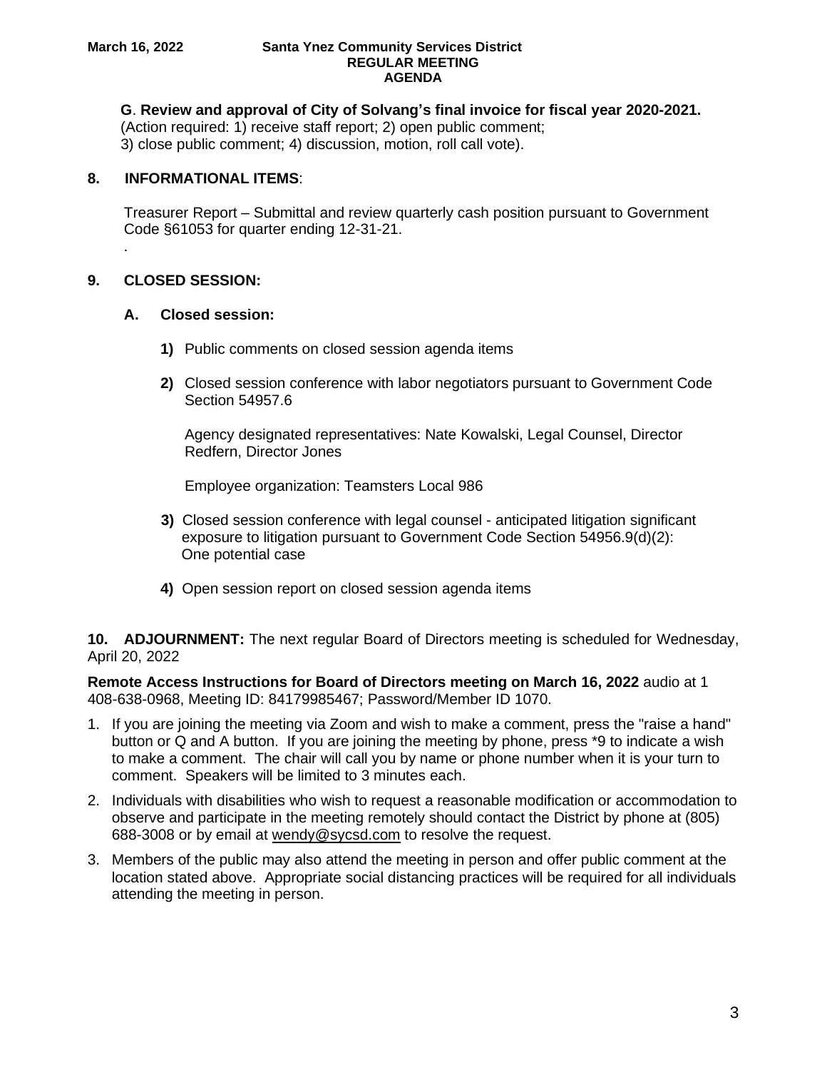**G**. **Review and approval of City of Solvang's final invoice for fiscal year 2020-2021.**
(Action required: 1) receive staff report; 2) open public comment;
3) close public comment; 4) discussion, motion, roll call vote).

## 8. INFORMATIONAL ITEMS:

Treasurer Report – Submittal and review quarterly cash position pursuant to Government Code §61053 for quarter ending 12-31-21.
.

## 9. CLOSED SESSION:

### A. Closed session:

**1)** Public comments on closed session agenda items

**2)** Closed session conference with labor negotiators pursuant to Government Code Section 54957.6

Agency designated representatives: Nate Kowalski, Legal Counsel, Director Redfern, Director Jones

Employee organization: Teamsters Local 986

**3)** Closed session conference with legal counsel - anticipated litigation significant exposure to litigation pursuant to Government Code Section 54956.9(d)(2): One potential case

**4)** Open session report on closed session agenda items

**10. ADJOURNMENT:** The next regular Board of Directors meeting is scheduled for Wednesday, April 20, 2022

**Remote Access Instructions for Board of Directors meeting on March 16, 2022** audio at 1 408-638-0968, Meeting ID: 84179985467; Password/Member ID 1070.

1. If you are joining the meeting via Zoom and wish to make a comment, press the "raise a hand" button or Q and A button. If you are joining the meeting by phone, press *9 to indicate a wish to make a comment. The chair will call you by name or phone number when it is your turn to comment. Speakers will be limited to 3 minutes each.
2. Individuals with disabilities who wish to request a reasonable modification or accommodation to observe and participate in the meeting remotely should contact the District by phone at (805) 688-3008 or by email at wendy@sycsd.com to resolve the request.
3. Members of the public may also attend the meeting in person and offer public comment at the location stated above. Appropriate social distancing practices will be required for all individuals attending the meeting in person.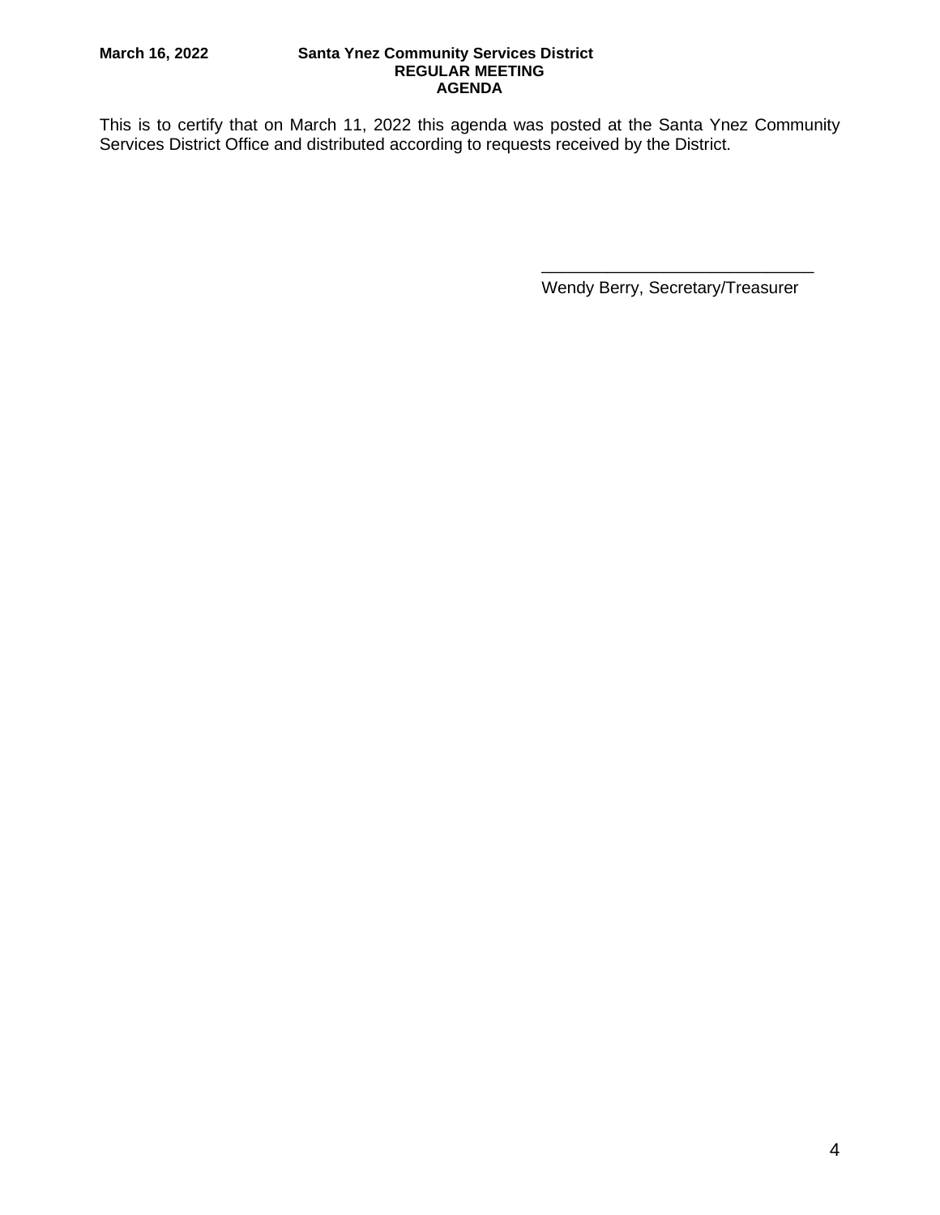This is to certify that on March 11, 2022 this agenda was posted at the Santa Ynez Community Services District Office and distributed according to requests received by the District.

\_\_\_\_\_\_\_\_\_\_\_\_\_\_\_\_\_\_\_\_\_\_\_\_\_\_\_\_\_\_

Wendy Berry, Secretary/Treasurer